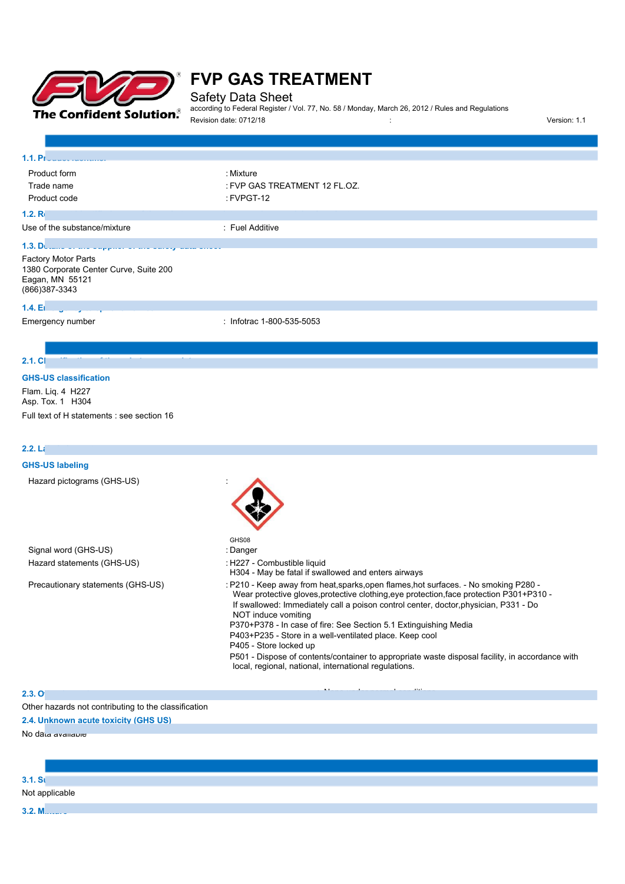# FVP GAS TREATMENT

Safety Data Sheet

according to Federal Register / Vol. 77, No. 58 / Monday, March 26, 2012 / Rules and Regulations

Revision date: 0712/18 : Version: 1.1

### 1.1. Pr

| | |
|---|---|
| Product form | : Mixture |
| Trade name | : FVP GAS TREATMENT 12 FL.OZ. |
| Product code | : FVPGT-12 |

### 1.2. R

| | |
|---|---|
| Use of the substance/mixture | : Fuel Additive |

### 1.3. D

Factory Motor Parts
1380 Corporate Center Curve, Suite 200
Eagan, MN 55121
(866)387-3343

### 1.4. E

| | |
|---|---|
| Emergency number | : Infotrac 1-800-535-5053 |

### 2.1. Cl

**GHS-US classification**

Flam. Liq. 4 H227
Asp. Tox. 1 H304

Full text of H statements : see section 16

### 2.2. L

**GHS-US labeling**

Hazard pictograms (GHS-US) :

GHS08

| | |
|---|---|
| Signal word (GHS-US) | : Danger |
| Hazard statements (GHS-US) | : H227 - Combustible liquid<br>H304 - May be fatal if swallowed and enters airways |
| Precautionary statements (GHS-US) | : P210 - Keep away from heat,sparks,open flames,hot surfaces. - No smoking P280 - Wear protective gloves,protective clothing,eye protection,face protection P301+P310 - If swallowed: Immediately call a poison control center, doctor,physician, P331 - Do NOT induce vomiting<br>P370+P378 - In case of fire: See Section 5.1 Extinguishing Media<br>P403+P235 - Store in a well-ventilated place. Keep cool<br>P405 - Store locked up<br>P501 - Dispose of contents/container to appropriate waste disposal facility, in accordance with local, regional, national, international regulations. |

### 2.3. O

Other hazards not contributing to the classification

### 2.4. Unknown acute toxicity (GHS US)

No data available

### 3.1. S

Not applicable

### 3.2. M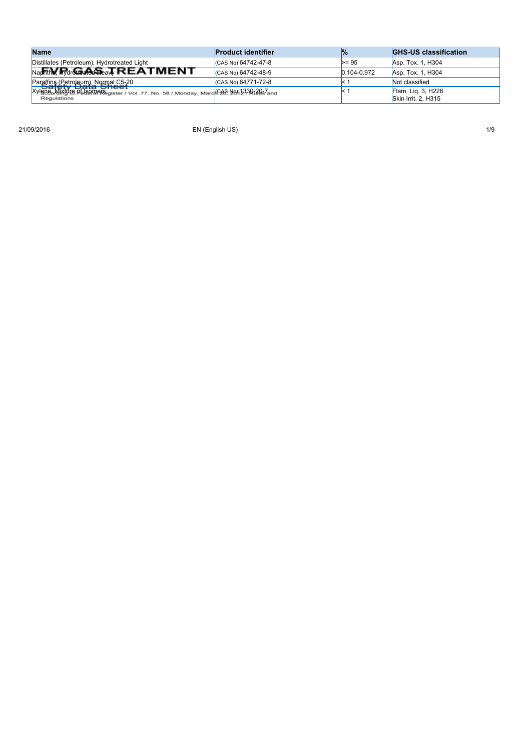| Name | Product identifier | % | GHS-US classification |
| --- | --- | --- | --- |
| Distillates (Petroleum), Hydrotreated Light | (CAS No) 64742-47-8 | >= 95 | Asp. Tox. 1, H304 |
| Naphtha, Hydrotreated Heavy | (CAS No) 64742-48-9 | 0.104-0.972 | Asp. Tox. 1, H304 |
| Paraffins (Petroleum), Normal C5-20 | (CAS No) 64771-72-8 | < 1 | Not classified |
| Xylene, Mixture of Isomers | (CAS No) 1330-20-7 | < 1 | Flam. Liq. 3, H226<br>Skin Irrit. 2, H315 |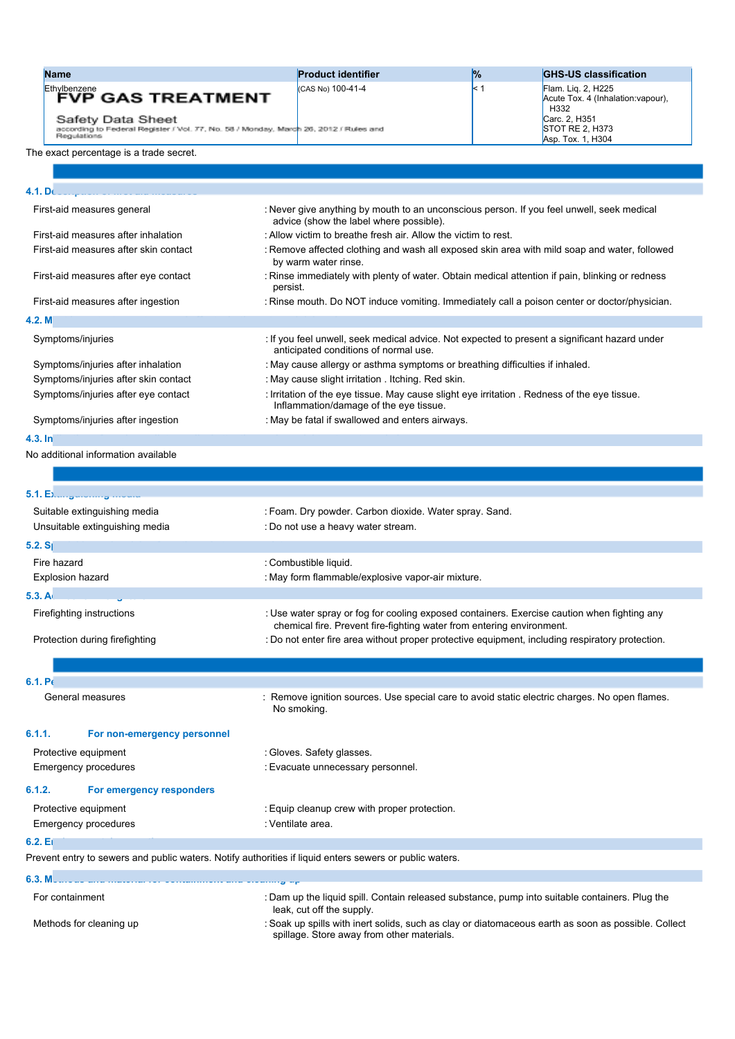| Name | Product identifier | % | GHS-US classification |
|---|---|---|---|
| Ethylbenzene | (CAS No) 100-41-4 | < 1 | Flam. Liq. 2, H225<br>Acute Tox. 4 (Inhalation:vapour), H332<br>Carc. 2, H351<br>STOT RE 2, H373<br>Asp. Tox. 1, H304 |

The exact percentage is a trade secret.

### 4.1. D

| | |
|---|---|
| First-aid measures general | : Never give anything by mouth to an unconscious person. If you feel unwell, seek medical advice (show the label where possible). |
| First-aid measures after inhalation | : Allow victim to breathe fresh air. Allow the victim to rest. |
| First-aid measures after skin contact | : Remove affected clothing and wash all exposed skin area with mild soap and water, followed by warm water rinse. |
| First-aid measures after eye contact | : Rinse immediately with plenty of water. Obtain medical attention if pain, blinking or redness persist. |
| First-aid measures after ingestion | : Rinse mouth. Do NOT induce vomiting. Immediately call a poison center or doctor/physician. |

### 4.2. M

| | |
|---|---|
| Symptoms/injuries | : If you feel unwell, seek medical advice. Not expected to present a significant hazard under anticipated conditions of normal use. |
| Symptoms/injuries after inhalation | : May cause allergy or asthma symptoms or breathing difficulties if inhaled. |
| Symptoms/injuries after skin contact | : May cause slight irritation . Itching. Red skin. |
| Symptoms/injuries after eye contact | : Irritation of the eye tissue. May cause slight eye irritation . Redness of the eye tissue. Inflammation/damage of the eye tissue. |
| Symptoms/injuries after ingestion | : May be fatal if swallowed and enters airways. |

### 4.3. In

No additional information available

### 5.1. E

| | |
|---|---|
| Suitable extinguishing media | : Foam. Dry powder. Carbon dioxide. Water spray. Sand. |
| Unsuitable extinguishing media | : Do not use a heavy water stream. |

### 5.2. S

| | |
|---|---|
| Fire hazard | : Combustible liquid. |
| Explosion hazard | : May form flammable/explosive vapor-air mixture. |

### 5.3. A

| | |
|---|---|
| Firefighting instructions | : Use water spray or fog for cooling exposed containers. Exercise caution when fighting any chemical fire. Prevent fire-fighting water from entering environment. |
| Protection during firefighting | : Do not enter fire area without proper protective equipment, including respiratory protection. |

### 6.1. P

| | |
|---|---|
| General measures | : Remove ignition sources. Use special care to avoid static electric charges. No open flames. No smoking. |

#### 6.1.1. For non-emergency personnel

| | |
|---|---|
| Protective equipment | : Gloves. Safety glasses. |
| Emergency procedures | : Evacuate unnecessary personnel. |

#### 6.1.2. For emergency responders

| | |
|---|---|
| Protective equipment | : Equip cleanup crew with proper protection. |
| Emergency procedures | : Ventilate area. |

### 6.2. E

Prevent entry to sewers and public waters. Notify authorities if liquid enters sewers or public waters.

### 6.3. M

| | |
|---|---|
| For containment | : Dam up the liquid spill. Contain released substance, pump into suitable containers. Plug the leak, cut off the supply. |
| Methods for cleaning up | : Soak up spills with inert solids, such as clay or diatomaceous earth as soon as possible. Collect spillage. Store away from other materials. |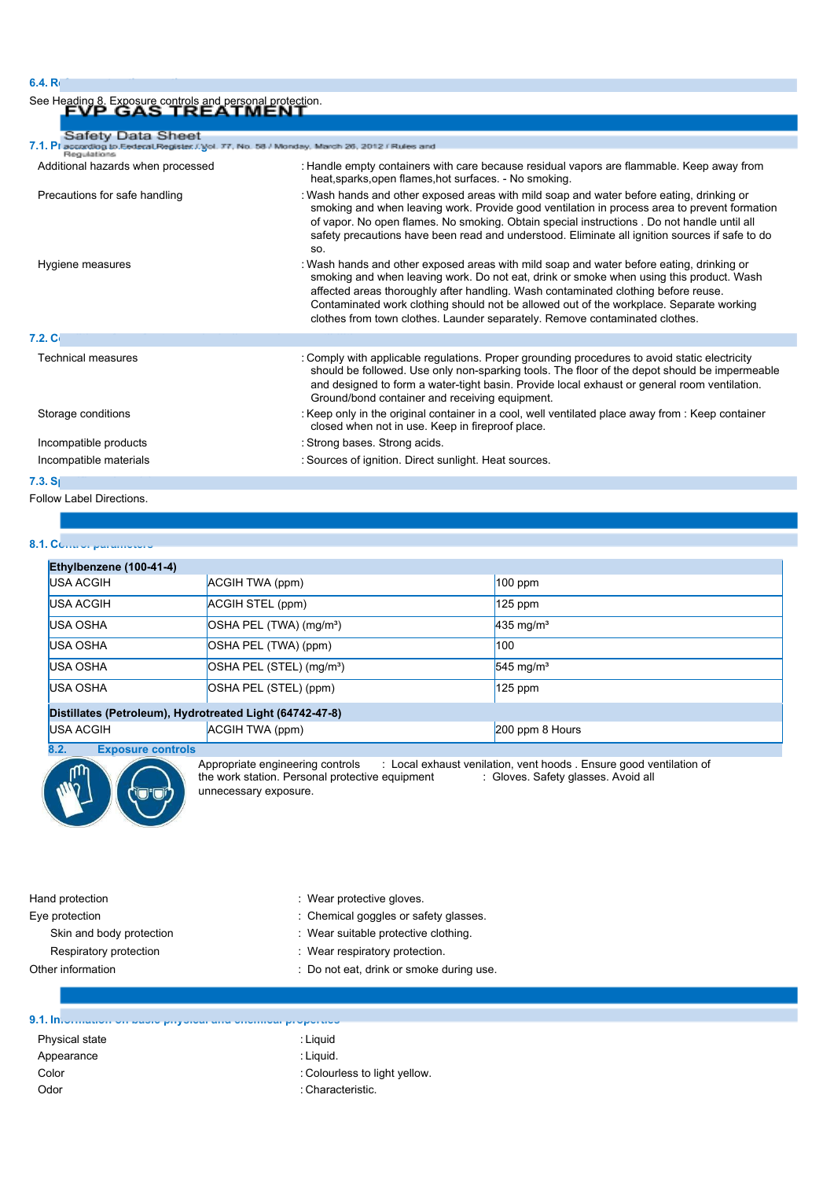**6.4. R**

See Heading 8. Exposure controls and personal protection.

**7.1. P**

| | |
|---|---|
| Additional hazards when processed | : Handle empty containers with care because residual vapors are flammable. Keep away from heat,sparks,open flames,hot surfaces. - No smoking. |
| Precautions for safe handling | : Wash hands and other exposed areas with mild soap and water before eating, drinking or smoking and when leaving work. Provide good ventilation in process area to prevent formation of vapor. No open flames. No smoking. Obtain special instructions . Do not handle until all safety precautions have been read and understood. Eliminate all ignition sources if safe to do so. |
| Hygiene measures | : Wash hands and other exposed areas with mild soap and water before eating, drinking or smoking and when leaving work. Do not eat, drink or smoke when using this product. Wash affected areas thoroughly after handling. Wash contaminated clothing before reuse. Contaminated work clothing should not be allowed out of the workplace. Separate working clothes from town clothes. Launder separately. Remove contaminated clothes. |

**7.2. C**

| | |
|---|---|
| Technical measures | : Comply with applicable regulations. Proper grounding procedures to avoid static electricity should be followed. Use only non-sparking tools. The floor of the depot should be impermeable and designed to form a water-tight basin. Provide local exhaust or general room ventilation. Ground/bond container and receiving equipment. |
| Storage conditions | : Keep only in the original container in a cool, well ventilated place away from : Keep container closed when not in use. Keep in fireproof place. |
| Incompatible products | : Strong bases. Strong acids. |
| Incompatible materials | : Sources of ignition. Direct sunlight. Heat sources. |

**7.3. S**

Follow Label Directions.

**8.1. Control parameters**

| **Ethylbenzene (100-41-4)** | | |
|---|---|---|
| USA ACGIH | ACGIH TWA (ppm) | 100 ppm |
| USA ACGIH | ACGIH STEL (ppm) | 125 ppm |
| USA OSHA | OSHA PEL (TWA) (mg/m³) | 435 mg/m³ |
| USA OSHA | OSHA PEL (TWA) (ppm) | 100 |
| USA OSHA | OSHA PEL (STEL) (mg/m³) | 545 mg/m³ |
| USA OSHA | OSHA PEL (STEL) (ppm) | 125 ppm |
| **Distillates (Petroleum), Hydrotreated Light (64742-47-8)** | | |
| USA ACGIH | ACGIH TWA (ppm) | 200 ppm 8 Hours |

**8.2. Exposure controls**

Appropriate engineering controls : Local exhaust venilation, vent hoods . Ensure good ventilation of the work station. Personal protective equipment : Gloves. Safety glasses. Avoid all unnecessary exposure.

| | |
|---|---|
| Hand protection | : Wear protective gloves. |
| Eye protection | : Chemical goggles or safety glasses. |
| Skin and body protection | : Wear suitable protective clothing. |
| Respiratory protection | : Wear respiratory protection. |
| Other information | : Do not eat, drink or smoke during use. |

**9.1. Information on basic physical and chemical properties**

| | |
|---|---|
| Physical state | : Liquid |
| Appearance | : Liquid. |
| Color | : Colourless to light yellow. |
| Odor | : Characteristic. |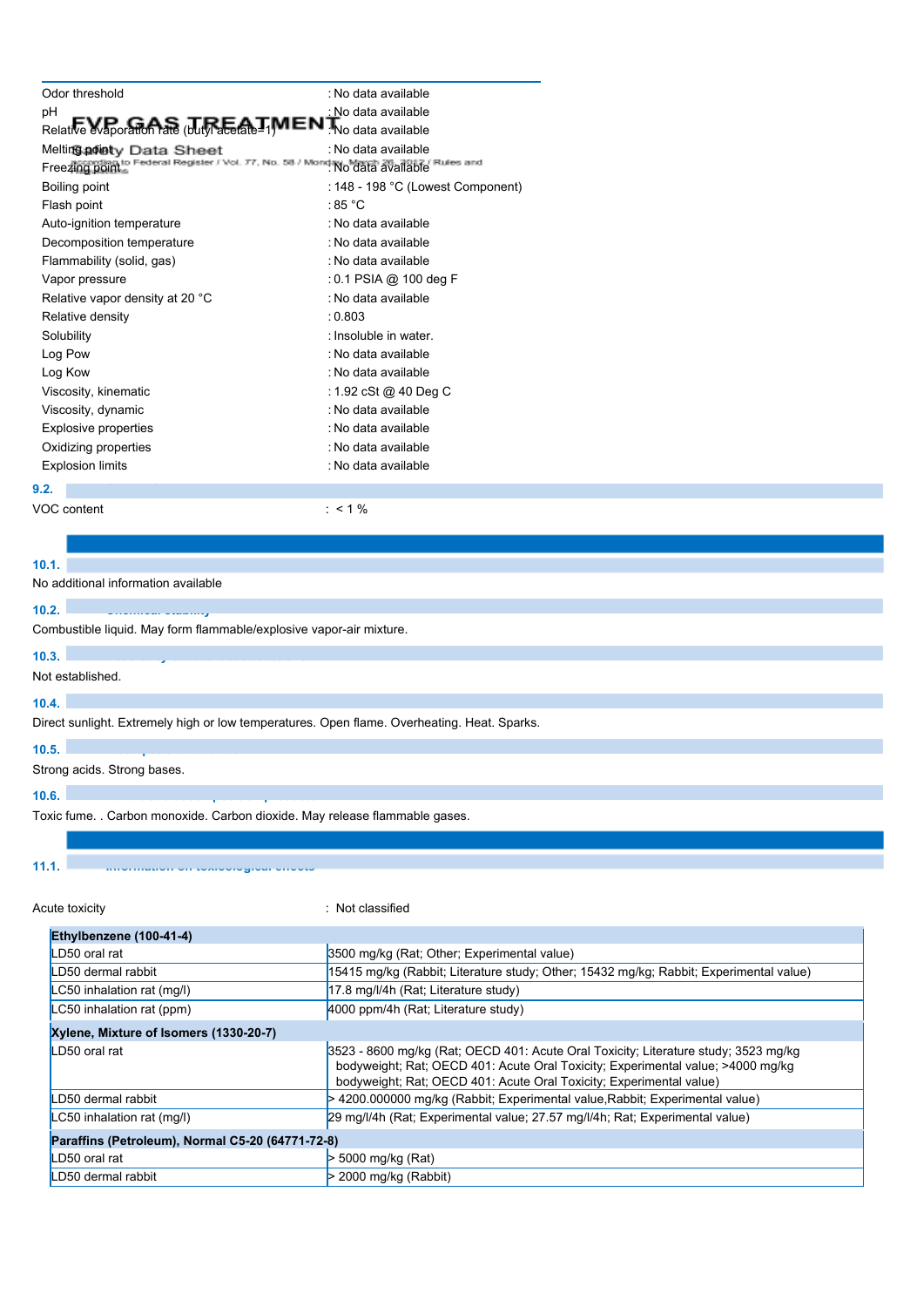| | |
|---|---|
| Odor threshold | : No data available |
| pH | : No data available |
| Relative evaporation rate (butyl acetate=1) | : No data available |
| Melting point | : No data available |
| Freezing point | : No data available |
| Boiling point | : 148 - 198 °C (Lowest Component) |
| Flash point | : 85 °C |
| Auto-ignition temperature | : No data available |
| Decomposition temperature | : No data available |
| Flammability (solid, gas) | : No data available |
| Vapor pressure | : 0.1 PSIA @ 100 deg F |
| Relative vapor density at 20 °C | : No data available |
| Relative density | : 0.803 |
| Solubility | : Insoluble in water. |
| Log Pow | : No data available |
| Log Kow | : No data available |
| Viscosity, kinematic | : 1.92 cSt @ 40 Deg C |
| Viscosity, dynamic | : No data available |
| Explosive properties | : No data available |
| Oxidizing properties | : No data available |
| Explosion limits | : No data available |

**9.2.**

VOC content : < 1 %

**10.1.**

No additional information available

**10.2.**

Combustible liquid. May form flammable/explosive vapor-air mixture.

**10.3.**

Not established.

**10.4.**

Direct sunlight. Extremely high or low temperatures. Open flame. Overheating. Heat. Sparks.

**10.5.**

Strong acids. Strong bases.

**10.6.**

Toxic fume. . Carbon monoxide. Carbon dioxide. May release flammable gases.

**11.1.**

Acute toxicity : Not classified

| **Ethylbenzene (100-41-4)** | |
|---|---|
| LD50 oral rat | 3500 mg/kg (Rat; Other; Experimental value) |
| LD50 dermal rabbit | 15415 mg/kg (Rabbit; Literature study; Other; 15432 mg/kg; Rabbit; Experimental value) |
| LC50 inhalation rat (mg/l) | 17.8 mg/l/4h (Rat; Literature study) |
| LC50 inhalation rat (ppm) | 4000 ppm/4h (Rat; Literature study) |
| **Xylene, Mixture of Isomers (1330-20-7)** | |
| LD50 oral rat | 3523 - 8600 mg/kg (Rat; OECD 401: Acute Oral Toxicity; Literature study; 3523 mg/kg bodyweight; Rat; OECD 401: Acute Oral Toxicity; Experimental value; >4000 mg/kg bodyweight; Rat; OECD 401: Acute Oral Toxicity; Experimental value) |
| LD50 dermal rabbit | > 4200.000000 mg/kg (Rabbit; Experimental value,Rabbit; Experimental value) |
| LC50 inhalation rat (mg/l) | 29 mg/l/4h (Rat; Experimental value; 27.57 mg/l/4h; Rat; Experimental value) |
| **Paraffins (Petroleum), Normal C5-20 (64771-72-8)** | |
| LD50 oral rat | > 5000 mg/kg (Rat) |
| LD50 dermal rabbit | > 2000 mg/kg (Rabbit) |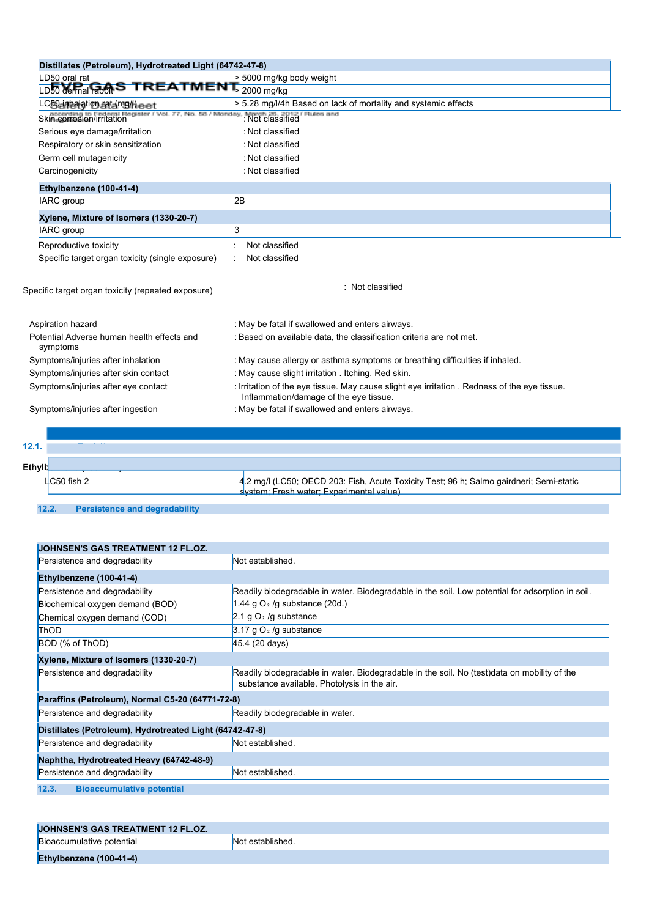| Distillates (Petroleum), Hydrotreated Light (64742-47-8) | |
|---|---|
| LD50 oral rat | > 5000 mg/kg body weight |
| LD50 dermal rabbit | > 2000 mg/kg |
| LC50 inhalation rat (mg/l) | > 5.28 mg/l/4h Based on lack of mortality and systemic effects |

Skin corrosion/irritation : Not classified

Serious eye damage/irritation : Not classified

Respiratory or skin sensitization : Not classified

Germ cell mutagenicity : Not classified

Carcinogenicity : Not classified

| Ethylbenzene (100-41-4) | |
|---|---|
| IARC group | 2B |

| Xylene, Mixture of Isomers (1330-20-7) | |
|---|---|
| IARC group | 3 |

Reproductive toxicity : Not classified

Specific target organ toxicity (single exposure) : Not classified

Specific target organ toxicity (repeated exposure) : Not classified

Aspiration hazard : May be fatal if swallowed and enters airways.

Potential Adverse human health effects and symptoms : Based on available data, the classification criteria are not met.

Symptoms/injuries after inhalation : May cause allergy or asthma symptoms or breathing difficulties if inhaled.

Symptoms/injuries after skin contact : May cause slight irritation . Itching. Red skin.

Symptoms/injuries after eye contact : Irritation of the eye tissue. May cause slight eye irritation . Redness of the eye tissue. Inflammation/damage of the eye tissue.

Symptoms/injuries after ingestion : May be fatal if swallowed and enters airways.

### 12.1.

| Ethylb | |
|---|---|
| LC50 fish 2 | 4.2 mg/l (LC50; OECD 203: Fish, Acute Toxicity Test; 96 h; Salmo gairdneri; Semi-static system; Fresh water; Experimental value) |

### 12.2. Persistence and degradability

| JOHNSEN'S GAS TREATMENT 12 FL.OZ. | |
|---|---|
| Persistence and degradability | Not established. |
| **Ethylbenzene (100-41-4)** | |
| Persistence and degradability | Readily biodegradable in water. Biodegradable in the soil. Low potential for adsorption in soil. |
| Biochemical oxygen demand (BOD) | 1.44 g $O_2$ /g substance (20d.) |
| Chemical oxygen demand (COD) | 2.1 g $O_2$ /g substance |
| ThOD | 3.17 g $O_2$ /g substance |
| BOD (% of ThOD) | 45.4 (20 days) |
| **Xylene, Mixture of Isomers (1330-20-7)** | |
| Persistence and degradability | Readily biodegradable in water. Biodegradable in the soil. No (test)data on mobility of the substance available. Photolysis in the air. |
| **Paraffins (Petroleum), Normal C5-20 (64771-72-8)** | |
| Persistence and degradability | Readily biodegradable in water. |
| **Distillates (Petroleum), Hydrotreated Light (64742-47-8)** | |
| Persistence and degradability | Not established. |
| **Naphtha, Hydrotreated Heavy (64742-48-9)** | |
| Persistence and degradability | Not established. |

### 12.3. Bioaccumulative potential

| JOHNSEN'S GAS TREATMENT 12 FL.OZ. | |
|---|---|
| Bioaccumulative potential | Not established. |
| **Ethylbenzene (100-41-4)** | |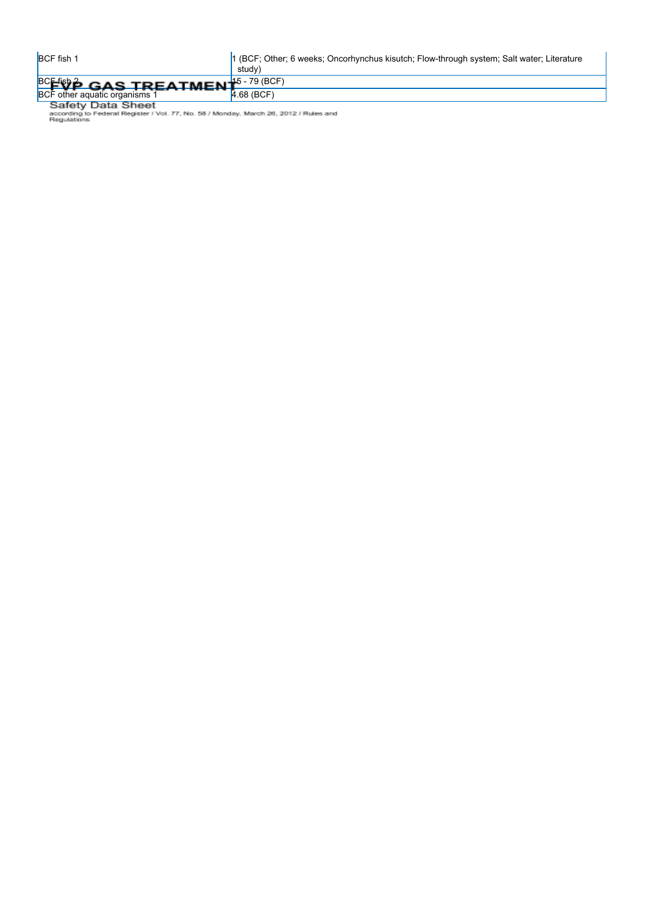| BCF fish 1 | 1 (BCF; Other; 6 weeks; Oncorhynchus kisutch; Flow-through system; Salt water; Literature study) |
| --- | --- |
| BCF fish 2 | 15 - 79 (BCF) |
| BCF other aquatic organisms 1 | 4.68 (BCF) |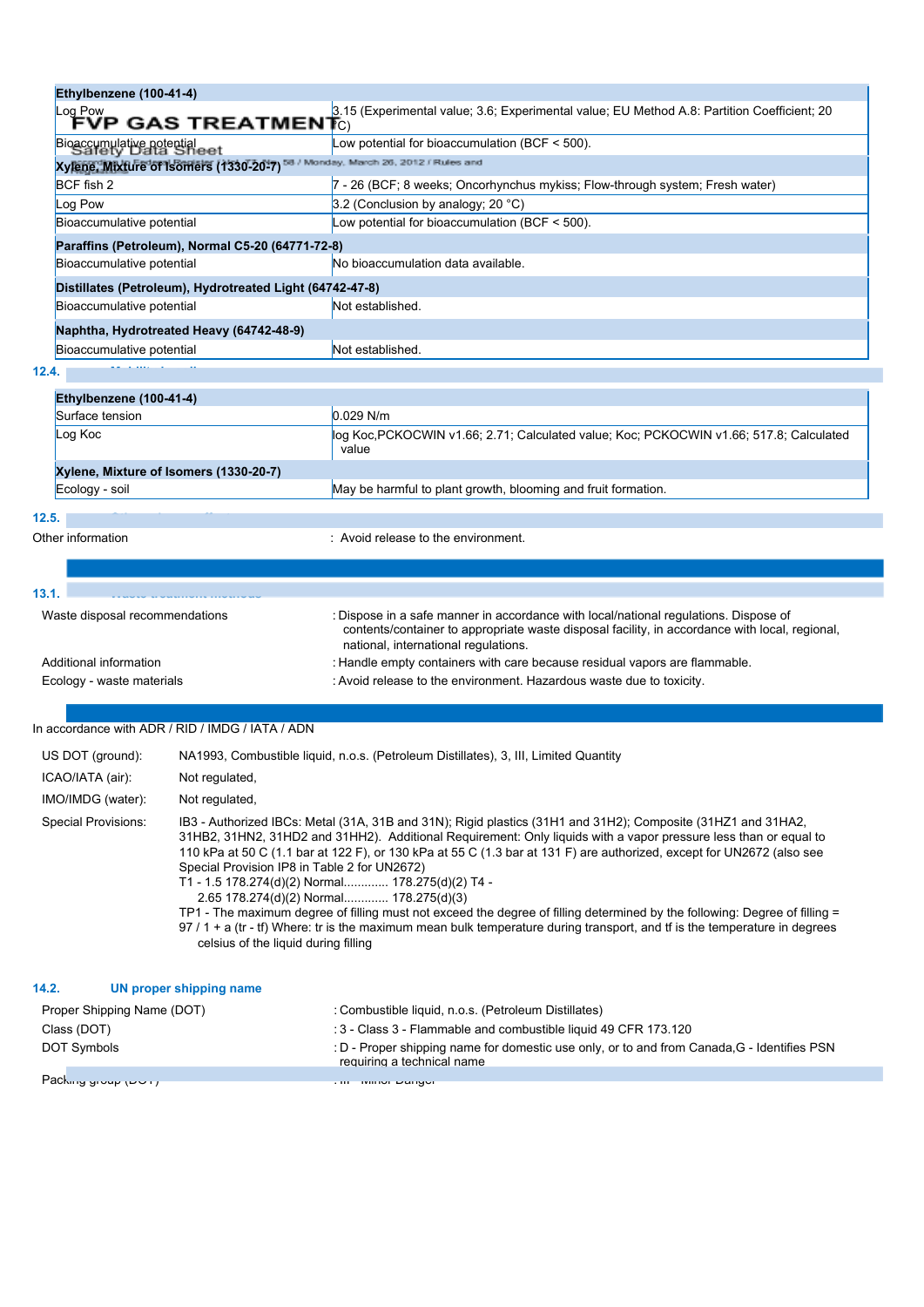| Ethylbenzene (100-41-4) | |
|---|---|
| Log Pow | 3.15 (Experimental value; 3.6; Experimental value; EU Method A.8: Partition Coefficient; 20 °C) |
| Bioaccumulative potential | Low potential for bioaccumulation (BCF < 500). |
| **Xylene, Mixture of Isomers (1330-20-7)** | |
| BCF fish 2 | 7 - 26 (BCF; 8 weeks; Oncorhynchus mykiss; Flow-through system; Fresh water) |
| Log Pow | 3.2 (Conclusion by analogy; 20 °C) |
| Bioaccumulative potential | Low potential for bioaccumulation (BCF < 500). |
| **Paraffins (Petroleum), Normal C5-20 (64771-72-8)** | |
| Bioaccumulative potential | No bioaccumulation data available. |
| **Distillates (Petroleum), Hydrotreated Light (64742-47-8)** | |
| Bioaccumulative potential | Not established. |
| **Naphtha, Hydrotreated Heavy (64742-48-9)** | |
| Bioaccumulative potential | Not established. |

### 12.4. Mobility in soil

| Ethylbenzene (100-41-4) | |
|---|---|
| Surface tension | 0.029 N/m |
| Log Koc | log Koc,PCKOCWIN v1.66; 2.71; Calculated value; Koc; PCKOCWIN v1.66; 517.8; Calculated value |
| **Xylene, Mixture of Isomers (1330-20-7)** | |
| Ecology - soil | May be harmful to plant growth, blooming and fruit formation. |

### 12.5. Other adverse effects

Other information : Avoid release to the environment.

## SECTION 13: Disposal considerations

### 13.1. Waste treatment methods

Waste disposal recommendations : Dispose in a safe manner in accordance with local/national regulations. Dispose of contents/container to appropriate waste disposal facility, in accordance with local, regional, national, international regulations.

Additional information : Handle empty containers with care because residual vapors are flammable.

Ecology - waste materials : Avoid release to the environment. Hazardous waste due to toxicity.

## SECTION 14: Transport information

In accordance with ADR / RID / IMDG / IATA / ADN

US DOT (ground): NA1993, Combustible liquid, n.o.s. (Petroleum Distillates), 3, III, Limited Quantity

ICAO/IATA (air): Not regulated,

IMO/IMDG (water): Not regulated,

Special Provisions: IB3 - Authorized IBCs: Metal (31A, 31B and 31N); Rigid plastics (31H1 and 31H2); Composite (31HZ1 and 31HA2, 31HB2, 31HN2, 31HD2 and 31HH2). Additional Requirement: Only liquids with a vapor pressure less than or equal to 110 kPa at 50 C (1.1 bar at 122 F), or 130 kPa at 55 C (1.3 bar at 131 F) are authorized, except for UN2672 (also see Special Provision IP8 in Table 2 for UN2672)
T1 - 1.5 178.274(d)(2) Normal............. 178.275(d)(2) T4 - 2.65 178.274(d)(2) Normal............. 178.275(d)(3)
TP1 - The maximum degree of filling must not exceed the degree of filling determined by the following: Degree of filling = 97 / 1 + a (tr - tf) Where: tr is the maximum mean bulk temperature during transport, and tf is the temperature in degrees celsius of the liquid during filling

### 14.2. UN proper shipping name

Proper Shipping Name (DOT) : Combustible liquid, n.o.s. (Petroleum Distillates)

Class (DOT) : 3 - Class 3 - Flammable and combustible liquid 49 CFR 173.120

DOT Symbols : D - Proper shipping name for domestic use only, or to and from Canada,G - Identifies PSN requiring a technical name

Packing group (DOT) : III - Minor Danger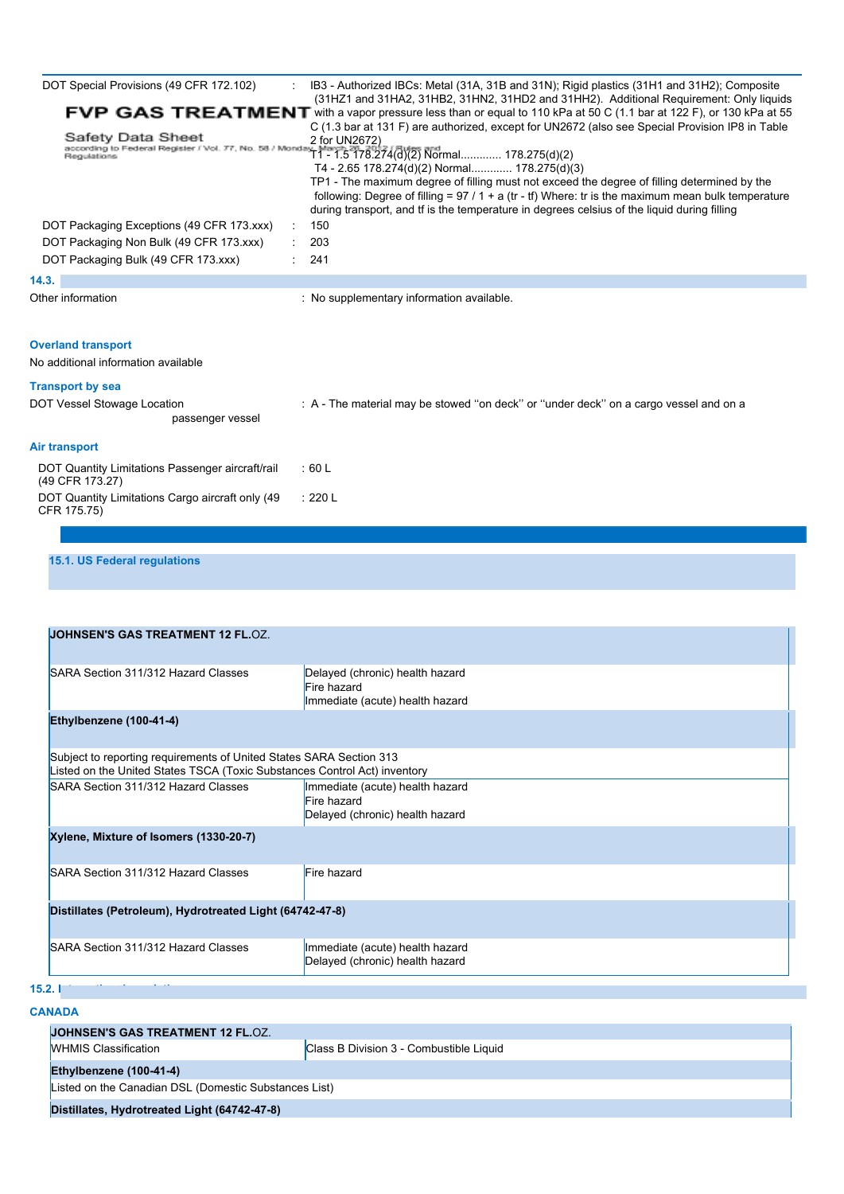| | | |
|---|---|---|
| DOT Special Provisions (49 CFR 172.102) | : | IB3 - Authorized IBCs: Metal (31A, 31B and 31N); Rigid plastics (31H1 and 31H2); Composite (31HZ1 and 31HA2, 31HB2, 31HN2, 31HD2 and 31HH2). Additional Requirement: Only liquids with a vapor pressure less than or equal to 110 kPa at 50 C (1.1 bar at 122 F), or 130 kPa at 55 C (1.3 bar at 131 F) are authorized, except for UN2672 (also see Special Provision IP8 in Table 2 for UN2672) T1 - 1.5 178.274(d)(2) Normal............ 178.275(d)(2) T4 - 2.65 178.274(d)(2) Normal............ 178.275(d)(3) TP1 - The maximum degree of filling must not exceed the degree of filling determined by the following: Degree of filling = 97 / 1 + a (tr - tf) Where: tr is the maximum mean bulk temperature during transport, and tf is the temperature in degrees celsius of the liquid during filling |
| DOT Packaging Exceptions (49 CFR 173.xxx) | : | 150 |
| DOT Packaging Non Bulk (49 CFR 173.xxx) | : | 203 |
| DOT Packaging Bulk (49 CFR 173.xxx) | : | 241 |

### 14.3.

Other information : No supplementary information available.

**Overland transport**

No additional information available

**Transport by sea**

DOT Vessel Stowage Location passenger vessel : A - The material may be stowed ''on deck'' or ''under deck'' on a cargo vessel and on a passenger vessel

**Air transport**

| | |
|---|---|
| DOT Quantity Limitations Passenger aircraft/rail (49 CFR 173.27) | : 60 L |
| DOT Quantity Limitations Cargo aircraft only (49 CFR 175.75) | : 220 L |

### 15.1. US Federal regulations

| **JOHNSEN'S GAS TREATMENT 12 FL.OZ.** | |
|---|---|
| SARA Section 311/312 Hazard Classes | Delayed (chronic) health hazard<br>Fire hazard<br>Immediate (acute) health hazard |
| **Ethylbenzene (100-41-4)** | |
| Subject to reporting requirements of United States SARA Section 313<br>Listed on the United States TSCA (Toxic Substances Control Act) inventory | |
| SARA Section 311/312 Hazard Classes | Immediate (acute) health hazard<br>Fire hazard<br>Delayed (chronic) health hazard |
| **Xylene, Mixture of Isomers (1330-20-7)** | |
| SARA Section 311/312 Hazard Classes | Fire hazard |
| **Distillates (Petroleum), Hydrotreated Light (64742-47-8)** | |
| SARA Section 311/312 Hazard Classes | Immediate (acute) health hazard<br>Delayed (chronic) health hazard |

### 15.2. International regulations

**CANADA**

| **JOHNSEN'S GAS TREATMENT 12 FL.OZ.** | |
|---|---|
| WHMIS Classification | Class B Division 3 - Combustible Liquid |
| **Ethylbenzene (100-41-4)** | |
| Listed on the Canadian DSL (Domestic Substances List) | |
| **Distillates, Hydrotreated Light (64742-47-8)** | |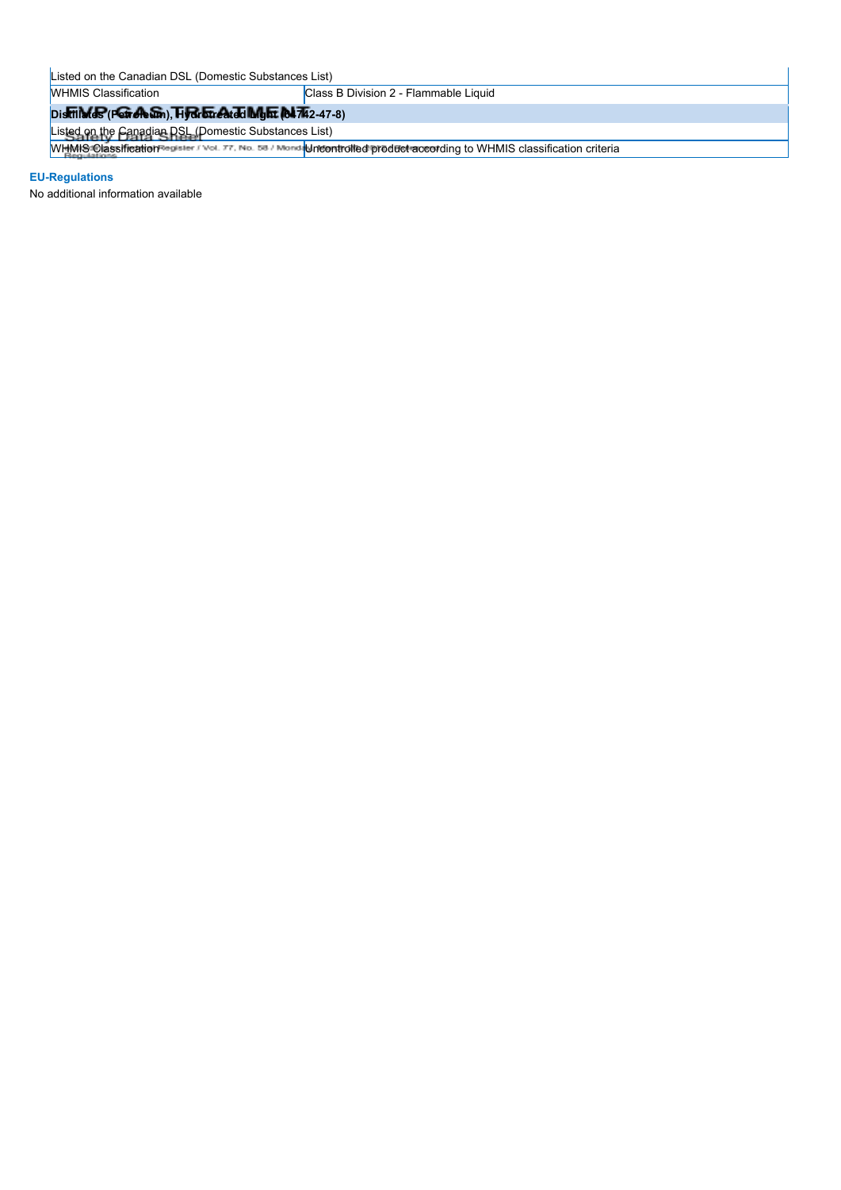| Listed on the Canadian DSL (Domestic Substances List) | |
|---|---|
| WHMIS Classification | Class B Division 2 - Flammable Liquid |
| **Distillates (Petroleum), Hydrotreated light (64742-47-8)** | |
| Listed on the Canadian DSL (Domestic Substances List) | |
| WHMIS Classification | Uncontrolled product according to WHMIS classification criteria |

### EU-Regulations

No additional information available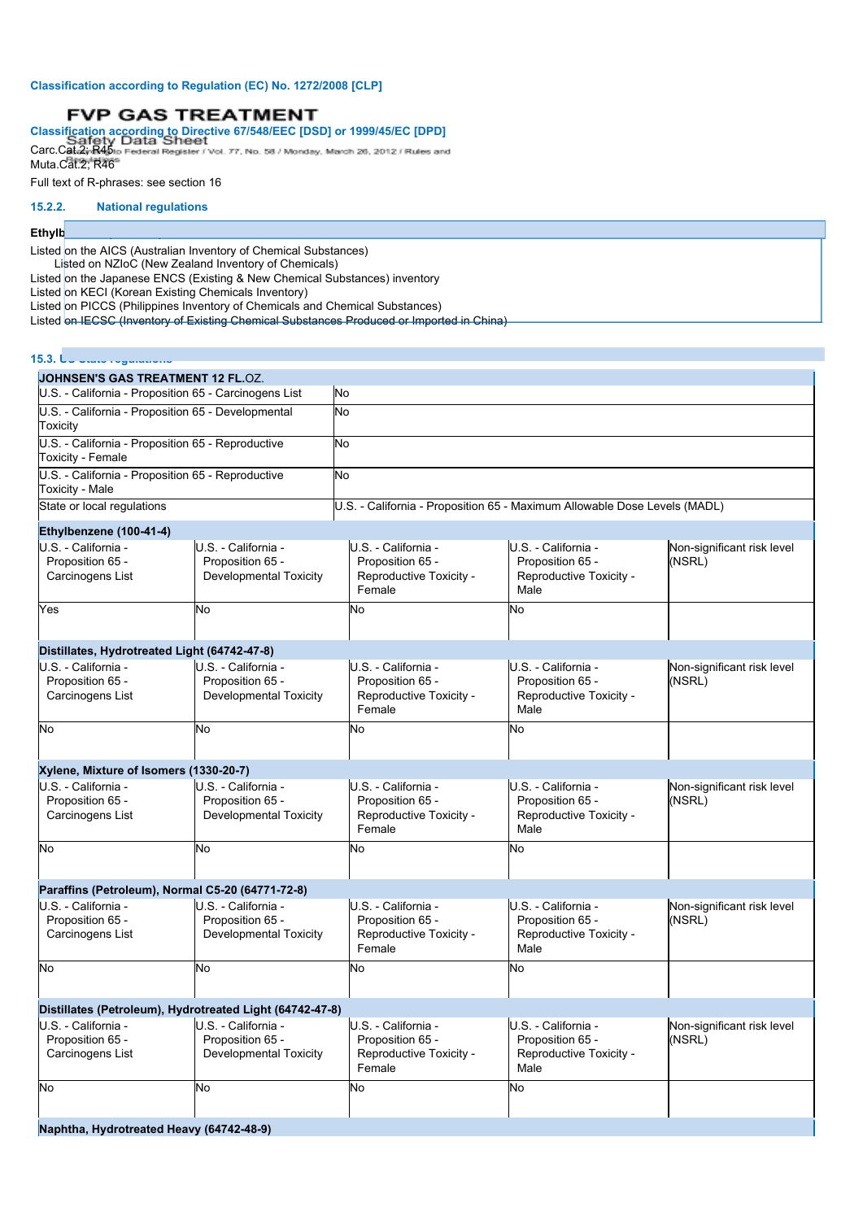**Classification according to Regulation (EC) No. 1272/2008 [CLP]**

**Classification according to Directive 67/548/EEC [DSD] or 1999/45/EC [DPD]**

Carc.Cat.2; R45
Muta.Cat.2; R46

Full text of R-phrases: see section 16

### 15.2.2. National regulations

**Ethylb**

Listed on the AICS (Australian Inventory of Chemical Substances)
Listed on NZIoC (New Zealand Inventory of Chemicals)
Listed on the Japanese ENCS (Existing & New Chemical Substances) inventory
Listed on KECI (Korean Existing Chemicals Inventory)
Listed on PICCS (Philippines Inventory of Chemicals and Chemical Substances)
Listed on IECSC (Inventory of Existing Chemical Substances Produced or Imported in China)

### 15.3. US State regulations

| **JOHNSEN'S GAS TREATMENT 12 FL.OZ.** | |
|---|---|
| U.S. - California - Proposition 65 - Carcinogens List | No |
| U.S. - California - Proposition 65 - Developmental Toxicity | No |
| U.S. - California - Proposition 65 - Reproductive Toxicity - Female | No |
| U.S. - California - Proposition 65 - Reproductive Toxicity - Male | No |
| State or local regulations | U.S. - California - Proposition 65 - Maximum Allowable Dose Levels (MADL) |

**Ethylbenzene (100-41-4)**

| U.S. - California - Proposition 65 - Carcinogens List | U.S. - California - Proposition 65 - Developmental Toxicity | U.S. - California - Proposition 65 - Reproductive Toxicity - Female | U.S. - California - Proposition 65 - Reproductive Toxicity - Male | Non-significant risk level (NSRL) |
|---|---|---|---|---|
| Yes | No | No | No | |

**Distillates, Hydrotreated Light (64742-47-8)**

| U.S. - California - Proposition 65 - Carcinogens List | U.S. - California - Proposition 65 - Developmental Toxicity | U.S. - California - Proposition 65 - Reproductive Toxicity - Female | U.S. - California - Proposition 65 - Reproductive Toxicity - Male | Non-significant risk level (NSRL) |
|---|---|---|---|---|
| No | No | No | No | |

**Xylene, Mixture of Isomers (1330-20-7)**

| U.S. - California - Proposition 65 - Carcinogens List | U.S. - California - Proposition 65 - Developmental Toxicity | U.S. - California - Proposition 65 - Reproductive Toxicity - Female | U.S. - California - Proposition 65 - Reproductive Toxicity - Male | Non-significant risk level (NSRL) |
|---|---|---|---|---|
| No | No | No | No | |

**Paraffins (Petroleum), Normal C5-20 (64771-72-8)**

| U.S. - California - Proposition 65 - Carcinogens List | U.S. - California - Proposition 65 - Developmental Toxicity | U.S. - California - Proposition 65 - Reproductive Toxicity - Female | U.S. - California - Proposition 65 - Reproductive Toxicity - Male | Non-significant risk level (NSRL) |
|---|---|---|---|---|
| No | No | No | No | |

**Distillates (Petroleum), Hydrotreated Light (64742-47-8)**

| U.S. - California - Proposition 65 - Carcinogens List | U.S. - California - Proposition 65 - Developmental Toxicity | U.S. - California - Proposition 65 - Reproductive Toxicity - Female | U.S. - California - Proposition 65 - Reproductive Toxicity - Male | Non-significant risk level (NSRL) |
|---|---|---|---|---|
| No | No | No | No | |

**Naphtha, Hydrotreated Heavy (64742-48-9)**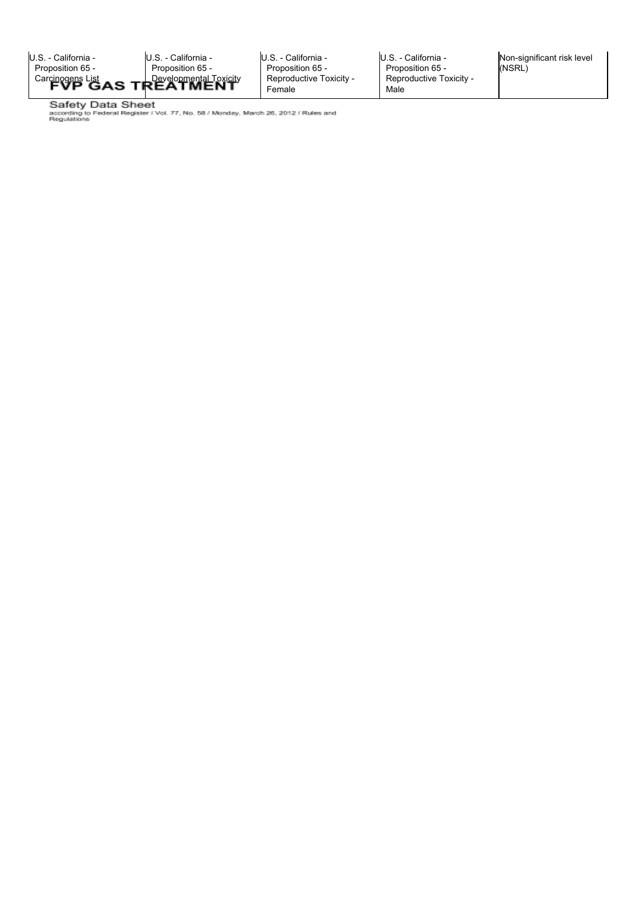| U.S. - California - Proposition 65 - Carcinogens List | U.S. - California - Proposition 65 - Developmental Toxicity | U.S. - California - Proposition 65 - Reproductive Toxicity - Female | U.S. - California - Proposition 65 - Reproductive Toxicity - Male | Non-significant risk level (NSRL) |
| --- | --- | --- | --- | --- |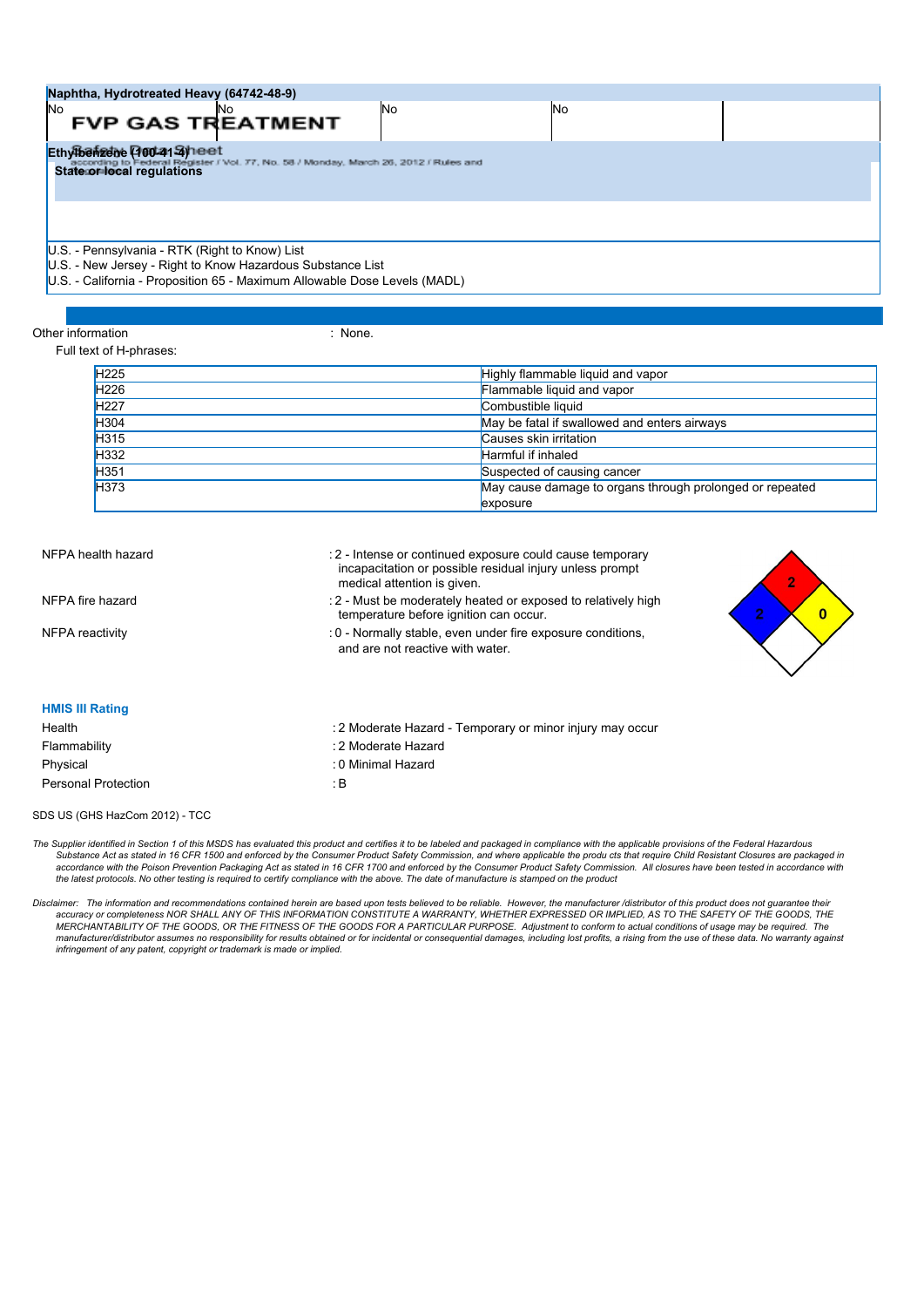| Naphtha, Hydrotreated Heavy (64742-48-9) | | | | |
|---|---|---|---|---|
| No | No | No | No | |

| Ethylbenzene (100-41-4) |
|---|

### State or local regulations

U.S. - Pennsylvania - RTK (Right to Know) List
U.S. - New Jersey - Right to Know Hazardous Substance List
U.S. - California - Proposition 65 - Maximum Allowable Dose Levels (MADL)

Other information : None.

Full text of H-phrases:

| | |
|---|---|
| H225 | Highly flammable liquid and vapor |
| H226 | Flammable liquid and vapor |
| H227 | Combustible liquid |
| H304 | May be fatal if swallowed and enters airways |
| H315 | Causes skin irritation |
| H332 | Harmful if inhaled |
| H351 | Suspected of causing cancer |
| H373 | May cause damage to organs through prolonged or repeated exposure |

NFPA health hazard : 2 - Intense or continued exposure could cause temporary incapacitation or possible residual injury unless prompt medical attention is given.

NFPA fire hazard : 2 - Must be moderately heated or exposed to relatively high temperature before ignition can occur.

NFPA reactivity : 0 - Normally stable, even under fire exposure conditions, and are not reactive with water.

2
2
0

**HMIS III Rating**

Health : 2 Moderate Hazard - Temporary or minor injury may occur
Flammability : 2 Moderate Hazard
Physical : 0 Minimal Hazard
Personal Protection : B

SDS US (GHS HazCom 2012) - TCC

*The Supplier identified in Section 1 of this MSDS has evaluated this product and certifies it to be labeled and packaged in compliance with the applicable provisions of the Federal Hazardous Substance Act as stated in 16 CFR 1500 and enforced by the Consumer Product Safety Commission, and where applicable the produ cts that require Child Resistant Closures are packaged in accordance with the Poison Prevention Packaging Act as stated in 16 CFR 1700 and enforced by the Consumer Product Safety Commission. All closures have been tested in accordance with the latest protocols. No other testing is required to certify compliance with the above. The date of manufacture is stamped on the product*

*Disclaimer: The information and recommendations contained herein are based upon tests believed to be reliable. However, the manufacturer /distributor of this product does not guarantee their accuracy or completeness NOR SHALL ANY OF THIS INFORMATION CONSTITUTE A WARRANTY, WHETHER EXPRESSED OR IMPLIED, AS TO THE SAFETY OF THE GOODS, THE MERCHANTABILITY OF THE GOODS, OR THE FITNESS OF THE GOODS FOR A PARTICULAR PURPOSE. Adjustment to conform to actual conditions of usage may be required. The manufacturer/distributor assumes no responsibility for results obtained or for incidental or consequential damages, including lost profits, a rising from the use of these data. No warranty against infringement of any patent, copyright or trademark is made or implied.*